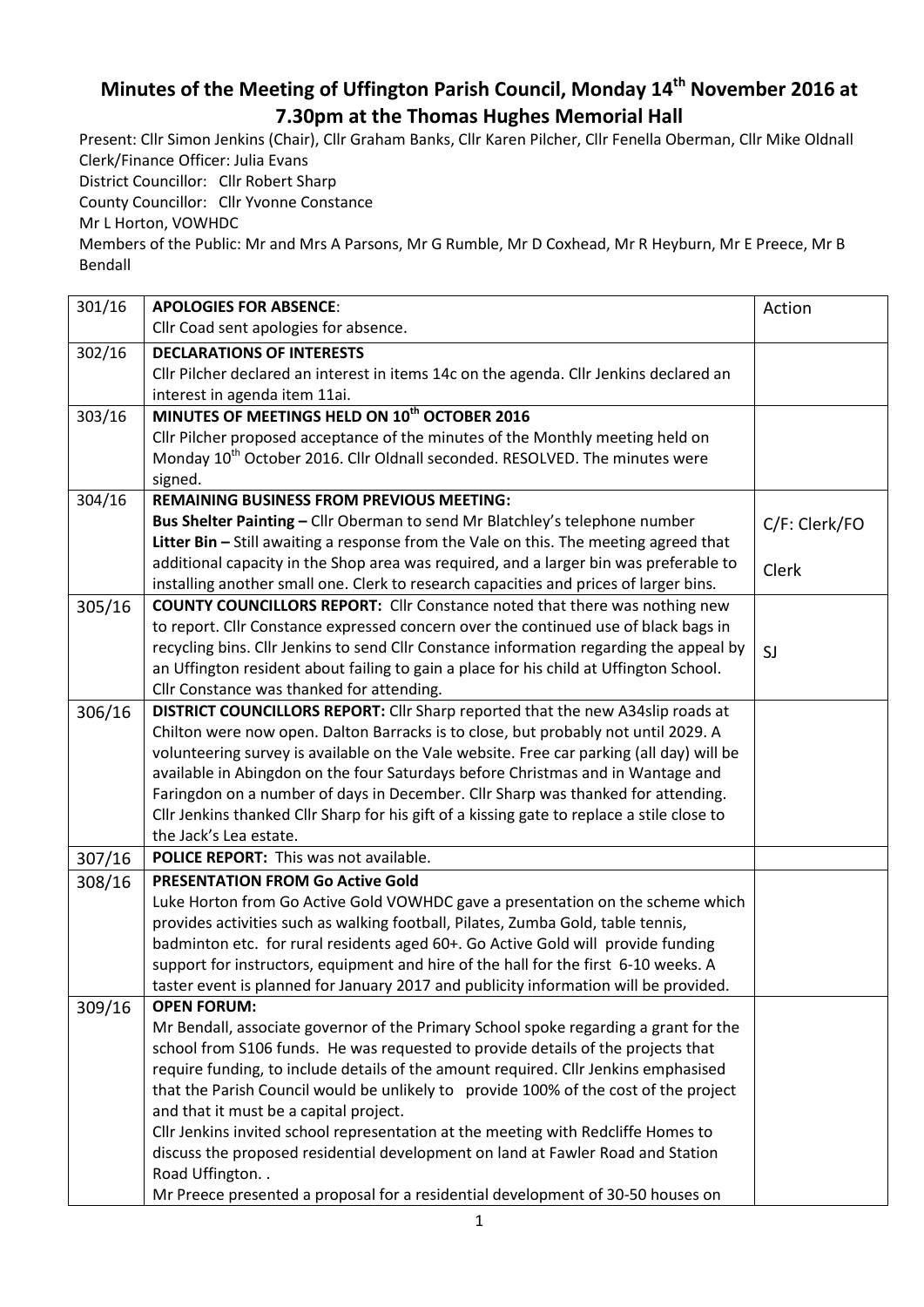# Minutes of the Meeting of Uffington Parish Council, Monday 14th November 2016 at 7.30pm at the Thomas Hughes Memorial Hall

Present: Cllr Simon Jenkins (Chair), Cllr Graham Banks, Cllr Karen Pilcher, Cllr Fenella Oberman, Cllr Mike Oldnall
Clerk/Finance Officer: Julia Evans
District Councillor: Cllr Robert Sharp
County Councillor: Cllr Yvonne Constance
Mr L Horton, VOWHDC
Members of the Public: Mr and Mrs A Parsons, Mr G Rumble, Mr D Coxhead, Mr R Heyburn, Mr E Preece, Mr B Bendall

| 301/16 | **APOLOGIES FOR ABSENCE**:<br>Cllr Coad sent apologies for absence. | Action |
|---|---|---|
| 302/16 | **DECLARATIONS OF INTERESTS**<br>Cllr Pilcher declared an interest in items 14c on the agenda. Cllr Jenkins declared an interest in agenda item 11ai. | |
| 303/16 | **MINUTES OF MEETINGS HELD ON 10th OCTOBER 2016**<br>Cllr Pilcher proposed acceptance of the minutes of the Monthly meeting held on Monday 10th October 2016. Cllr Oldnall seconded. RESOLVED. The minutes were signed. | |
| 304/16 | **REMAINING BUSINESS FROM PREVIOUS MEETING:**<br>**Bus Shelter Painting –** Cllr Oberman to send Mr Blatchley's telephone number<br>**Litter Bin –** Still awaiting a response from the Vale on this. The meeting agreed that additional capacity in the Shop area was required, and a larger bin was preferable to installing another small one. Clerk to research capacities and prices of larger bins. | C/F: Clerk/FO<br><br>Clerk |
| 305/16 | **COUNTY COUNCILLORS REPORT:** Cllr Constance noted that there was nothing new to report. Cllr Constance expressed concern over the continued use of black bags in recycling bins. Cllr Jenkins to send Cllr Constance information regarding the appeal by an Uffington resident about failing to gain a place for his child at Uffington School. Cllr Constance was thanked for attending. | SJ |
| 306/16 | **DISTRICT COUNCILLORS REPORT:** Cllr Sharp reported that the new A34slip roads at Chilton were now open. Dalton Barracks is to close, but probably not until 2029. A volunteering survey is available on the Vale website. Free car parking (all day) will be available in Abingdon on the four Saturdays before Christmas and in Wantage and Faringdon on a number of days in December. Cllr Sharp was thanked for attending. Cllr Jenkins thanked Cllr Sharp for his gift of a kissing gate to replace a stile close to the Jack's Lea estate. | |
| 307/16 | **POLICE REPORT:** This was not available. | |
| 308/16 | **PRESENTATION FROM Go Active Gold**<br>Luke Horton from Go Active Gold VOWHDC gave a presentation on the scheme which provides activities such as walking football, Pilates, Zumba Gold, table tennis, badminton etc. for rural residents aged 60+. Go Active Gold will provide funding support for instructors, equipment and hire of the hall for the first 6-10 weeks. A taster event is planned for January 2017 and publicity information will be provided. | |
| 309/16 | **OPEN FORUM:**<br>Mr Bendall, associate governor of the Primary School spoke regarding a grant for the school from S106 funds. He was requested to provide details of the projects that require funding, to include details of the amount required. Cllr Jenkins emphasised that the Parish Council would be unlikely to provide 100% of the cost of the project and that it must be a capital project.<br>Cllr Jenkins invited school representation at the meeting with Redcliffe Homes to discuss the proposed residential development on land at Fawler Road and Station Road Uffington. .<br>Mr Preece presented a proposal for a residential development of 30-50 houses on | |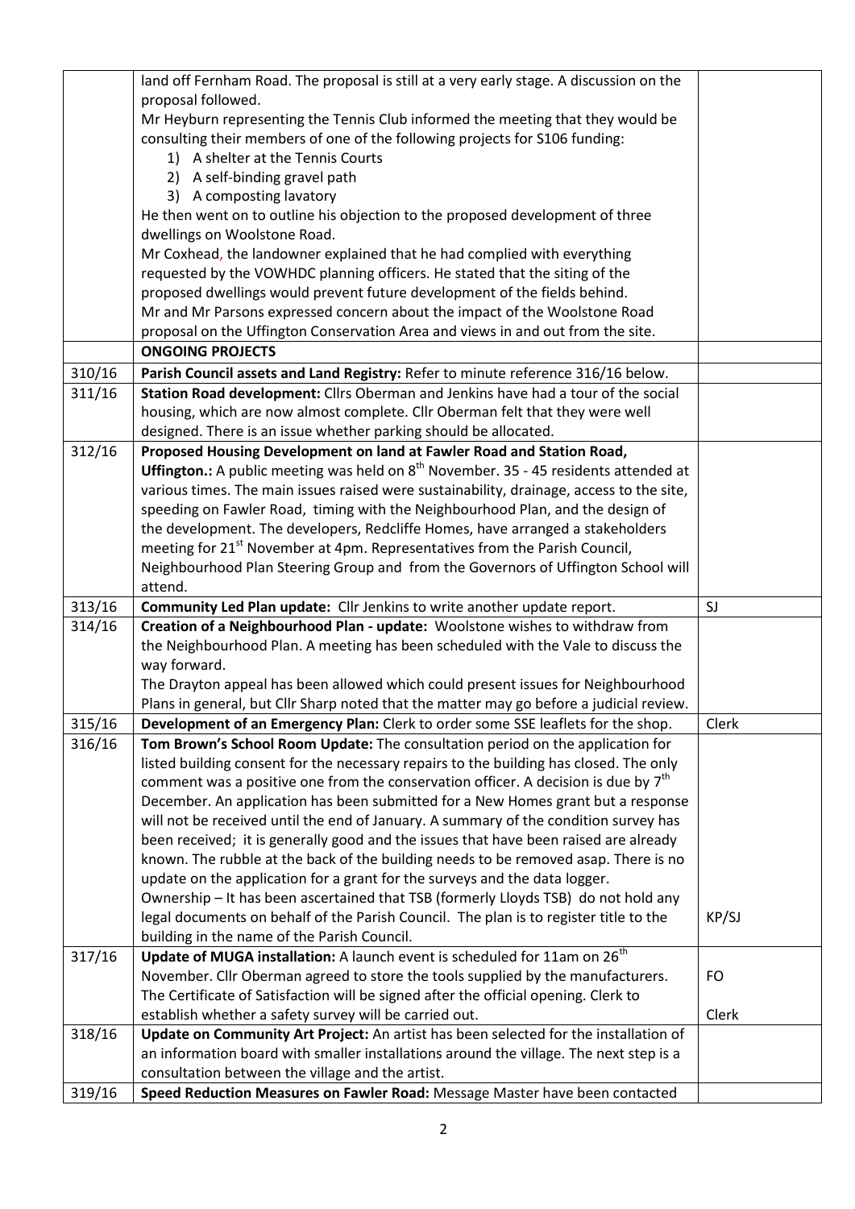| | | |
|---|---|---|
| | land off Fernham Road. The proposal is still at a very early stage. A discussion on the proposal followed.<br>Mr Heyburn representing the Tennis Club informed the meeting that they would be consulting their members of one of the following projects for S106 funding:<br>1) A shelter at the Tennis Courts<br>2) A self-binding gravel path<br>3) A composting lavatory<br>He then went on to outline his objection to the proposed development of three dwellings on Woolstone Road.<br>Mr Coxhead, the landowner explained that he had complied with everything requested by the VOWHDC planning officers. He stated that the siting of the proposed dwellings would prevent future development of the fields behind.<br>Mr and Mr Parsons expressed concern about the impact of the Woolstone Road proposal on the Uffington Conservation Area and views in and out from the site. | |
| | **ONGOING PROJECTS** | |
| 310/16 | **Parish Council assets and Land Registry:** Refer to minute reference 316/16 below. | |
| 311/16 | **Station Road development:** Cllrs Oberman and Jenkins have had a tour of the social housing, which are now almost complete. Cllr Oberman felt that they were well designed. There is an issue whether parking should be allocated. | |
| 312/16 | **Proposed Housing Development on land at Fawler Road and Station Road, Uffington.:** A public meeting was held on 8th November. 35 - 45 residents attended at various times. The main issues raised were sustainability, drainage, access to the site, speeding on Fawler Road, timing with the Neighbourhood Plan, and the design of the development. The developers, Redcliffe Homes, have arranged a stakeholders meeting for 21st November at 4pm. Representatives from the Parish Council, Neighbourhood Plan Steering Group and from the Governors of Uffington School will attend. | |
| 313/16 | **Community Led Plan update:** Cllr Jenkins to write another update report. | SJ |
| 314/16 | **Creation of a Neighbourhood Plan - update:** Woolstone wishes to withdraw from the Neighbourhood Plan. A meeting has been scheduled with the Vale to discuss the way forward.<br>The Drayton appeal has been allowed which could present issues for Neighbourhood Plans in general, but Cllr Sharp noted that the matter may go before a judicial review. | |
| 315/16 | **Development of an Emergency Plan:** Clerk to order some SSE leaflets for the shop. | Clerk |
| 316/16 | **Tom Brown's School Room Update:** The consultation period on the application for listed building consent for the necessary repairs to the building has closed. The only comment was a positive one from the conservation officer. A decision is due by 7th December. An application has been submitted for a New Homes grant but a response will not be received until the end of January. A summary of the condition survey has been received; it is generally good and the issues that have been raised are already known. The rubble at the back of the building needs to be removed asap. There is no update on the application for a grant for the surveys and the data logger.<br>Ownership – It has been ascertained that TSB (formerly Lloyds TSB) do not hold any legal documents on behalf of the Parish Council. The plan is to register title to the building in the name of the Parish Council. | KP/SJ |
| 317/16 | **Update of MUGA installation:** A launch event is scheduled for 11am on 26th November. Cllr Oberman agreed to store the tools supplied by the manufacturers. The Certificate of Satisfaction will be signed after the official opening. Clerk to establish whether a safety survey will be carried out. | FO<br><br>Clerk |
| 318/16 | **Update on Community Art Project:** An artist has been selected for the installation of an information board with smaller installations around the village. The next step is a consultation between the village and the artist. | |
| 319/16 | **Speed Reduction Measures on Fawler Road:** Message Master have been contacted | |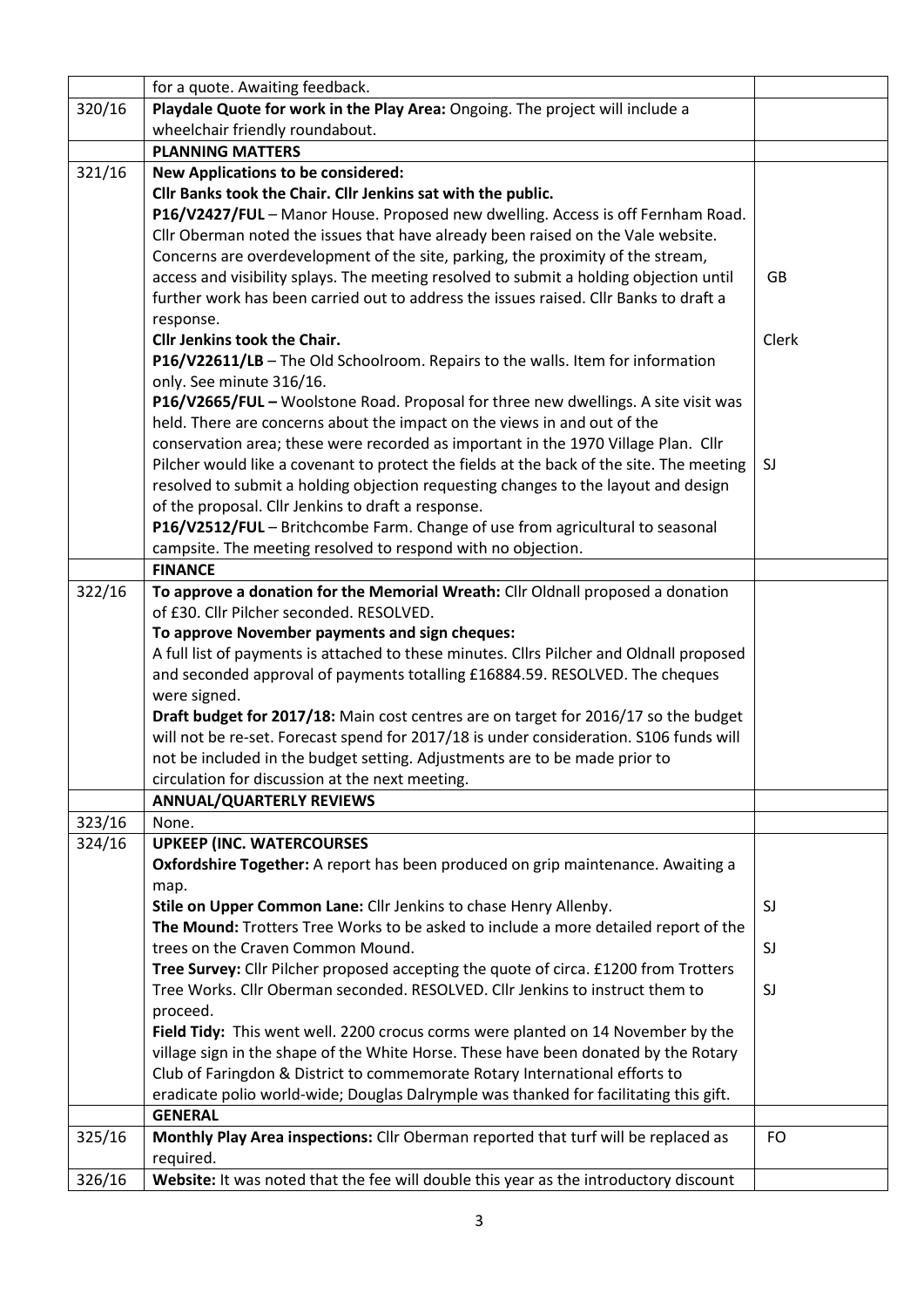| | | |
|---|---|---|
| | for a quote. Awaiting feedback. | |
| 320/16 | **Playdale Quote for work in the Play Area:** Ongoing. The project will include a wheelchair friendly roundabout. | |
| | **PLANNING MATTERS** | |
| 321/16 | **New Applications to be considered:**<br>**Cllr Banks took the Chair. Cllr Jenkins sat with the public.**<br>**P16/V2427/FUL** – Manor House. Proposed new dwelling. Access is off Fernham Road. Cllr Oberman noted the issues that have already been raised on the Vale website. Concerns are overdevelopment of the site, parking, the proximity of the stream, access and visibility splays. The meeting resolved to submit a holding objection until further work has been carried out to address the issues raised. Cllr Banks to draft a response.<br>**Cllr Jenkins took the Chair.**<br>**P16/V22611/LB** – The Old Schoolroom. Repairs to the walls. Item for information only. See minute 316/16.<br>**P16/V2665/FUL –** Woolstone Road. Proposal for three new dwellings. A site visit was held. There are concerns about the impact on the views in and out of the conservation area; these were recorded as important in the 1970 Village Plan. Cllr Pilcher would like a covenant to protect the fields at the back of the site. The meeting resolved to submit a holding objection requesting changes to the layout and design of the proposal. Cllr Jenkins to draft a response.<br>**P16/V2512/FUL** – Britchcombe Farm. Change of use from agricultural to seasonal campsite. The meeting resolved to respond with no objection. | GB<br><br>Clerk<br><br>SJ |
| | **FINANCE** | |
| 322/16 | **To approve a donation for the Memorial Wreath:** Cllr Oldnall proposed a donation of £30. Cllr Pilcher seconded. RESOLVED.<br>**To approve November payments and sign cheques:**<br>A full list of payments is attached to these minutes. Cllrs Pilcher and Oldnall proposed and seconded approval of payments totalling £16884.59. RESOLVED. The cheques were signed.<br>**Draft budget for 2017/18:** Main cost centres are on target for 2016/17 so the budget will not be re-set. Forecast spend for 2017/18 is under consideration. S106 funds will not be included in the budget setting. Adjustments are to be made prior to circulation for discussion at the next meeting. | |
| | **ANNUAL/QUARTERLY REVIEWS** | |
| 323/16 | None. | |
| 324/16 | **UPKEEP (INC. WATERCOURSES**<br>**Oxfordshire Together:** A report has been produced on grip maintenance. Awaiting a map.<br>**Stile on Upper Common Lane:** Cllr Jenkins to chase Henry Allenby.<br>**The Mound:** Trotters Tree Works to be asked to include a more detailed report of the trees on the Craven Common Mound.<br>**Tree Survey:** Cllr Pilcher proposed accepting the quote of circa. £1200 from Trotters Tree Works. Cllr Oberman seconded. RESOLVED. Cllr Jenkins to instruct them to proceed.<br>**Field Tidy:** This went well. 2200 crocus corms were planted on 14 November by the village sign in the shape of the White Horse. These have been donated by the Rotary Club of Faringdon & District to commemorate Rotary International efforts to eradicate polio world-wide; Douglas Dalrymple was thanked for facilitating this gift. | SJ<br>SJ<br>SJ |
| | **GENERAL** | |
| 325/16 | **Monthly Play Area inspections:** Cllr Oberman reported that turf will be replaced as required. | FO |
| 326/16 | **Website:** It was noted that the fee will double this year as the introductory discount | |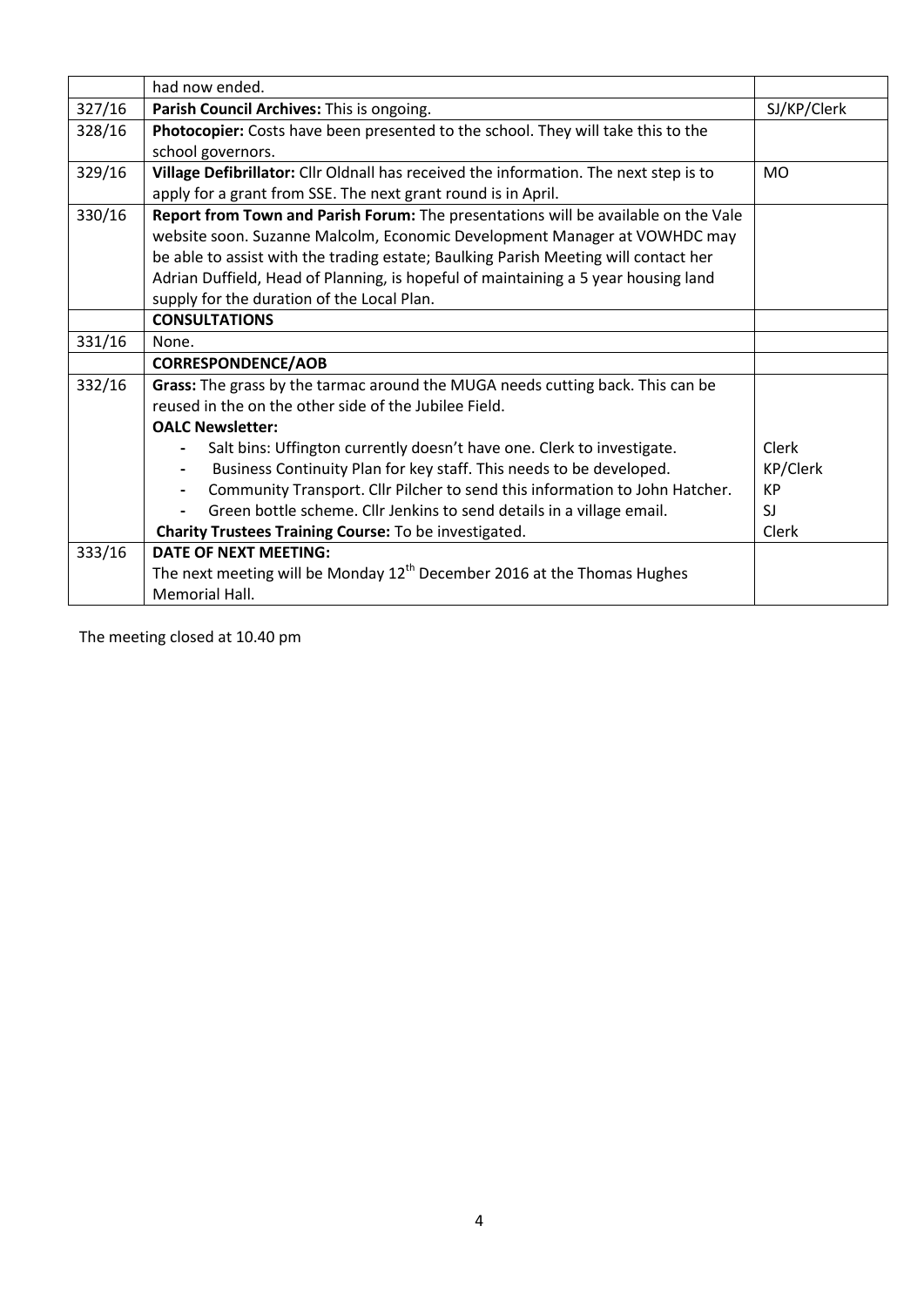| | | |
|---|---|---|
| | had now ended. | |
| 327/16 | **Parish Council Archives:** This is ongoing. | SJ/KP/Clerk |
| 328/16 | **Photocopier:** Costs have been presented to the school. They will take this to the school governors. | |
| 329/16 | **Village Defibrillator:** Cllr Oldnall has received the information. The next step is to apply for a grant from SSE. The next grant round is in April. | MO |
| 330/16 | **Report from Town and Parish Forum:** The presentations will be available on the Vale website soon. Suzanne Malcolm, Economic Development Manager at VOWHDC may be able to assist with the trading estate; Baulking Parish Meeting will contact her Adrian Duffield, Head of Planning, is hopeful of maintaining a 5 year housing land supply for the duration of the Local Plan. | |
| | **CONSULTATIONS** | |
| 331/16 | None. | |
| | **CORRESPONDENCE/AOB** | |
| 332/16 | **Grass:** The grass by the tarmac around the MUGA needs cutting back. This can be reused in the on the other side of the Jubilee Field.<br>**OALC Newsletter:**<br>- Salt bins: Uffington currently doesn't have one. Clerk to investigate.<br>- Business Continuity Plan for key staff. This needs to be developed.<br>- Community Transport. Cllr Pilcher to send this information to John Hatcher.<br>- Green bottle scheme. Cllr Jenkins to send details in a village email.<br>**Charity Trustees Training Course:** To be investigated. | <br><br><br>Clerk<br>KP/Clerk<br>KP<br>SJ<br>Clerk |
| 333/16 | **DATE OF NEXT MEETING:**<br>The next meeting will be Monday 12th December 2016 at the Thomas Hughes Memorial Hall. | |

The meeting closed at 10.40 pm